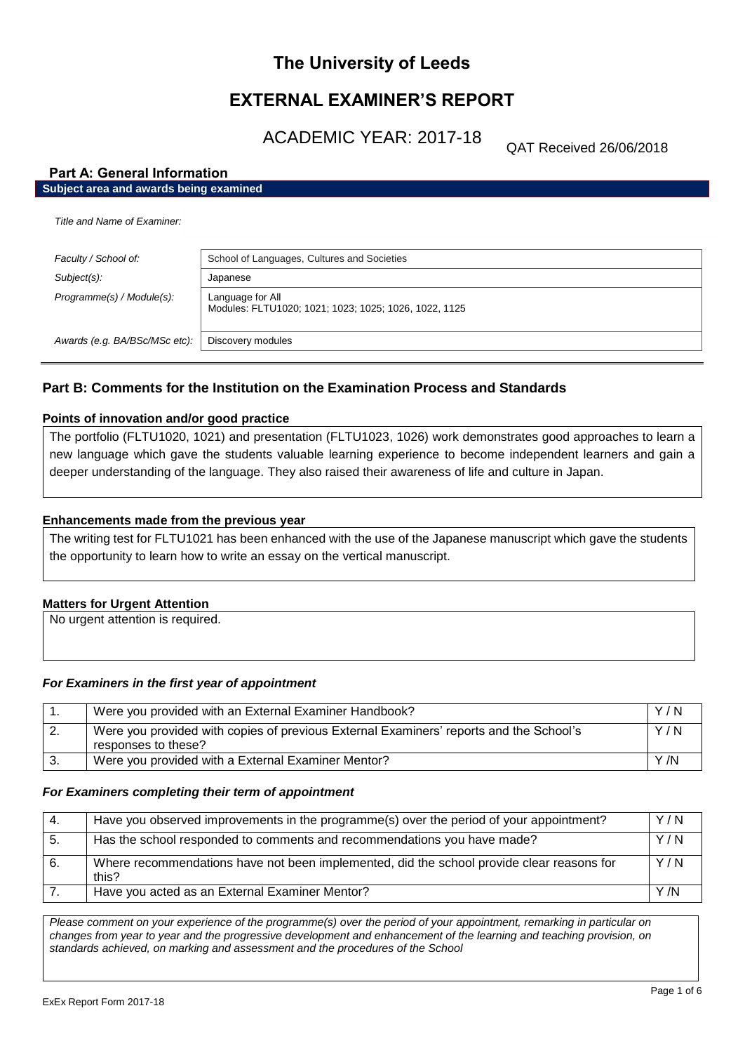# The University of Leeds

# EXTERNAL EXAMINER'S REPORT

## ACADEMIC YEAR: 2017-18

QAT Received 26/06/2018

## Part A: General Information

**Subject area and awards being examined**

*Title and Name of Examiner:*

| | |
|---|---|
| *Faculty / School of:* | School of Languages, Cultures and Societies |
| *Subject(s):* | Japanese |
| *Programme(s) / Module(s):* | Language for All<br>Modules: FLTU1020; 1021; 1023; 1025; 1026, 1022, 1125 |
| *Awards (e.g. BA/BSc/MSc etc):* | Discovery modules |

## Part B: Comments for the Institution on the Examination Process and Standards

### Points of innovation and/or good practice

The portfolio (FLTU1020, 1021) and presentation (FLTU1023, 1026) work demonstrates good approaches to learn a new language which gave the students valuable learning experience to become independent learners and gain a deeper understanding of the language. They also raised their awareness of life and culture in Japan.

### Enhancements made from the previous year

The writing test for FLTU1021 has been enhanced with the use of the Japanese manuscript which gave the students the opportunity to learn how to write an essay on the vertical manuscript.

### Matters for Urgent Attention

No urgent attention is required.

### *For Examiners in the first year of appointment*

| | | |
|---|---|---|
| 1. | Were you provided with an External Examiner Handbook? | Y / N |
| 2. | Were you provided with copies of previous External Examiners' reports and the School's responses to these? | Y / N |
| 3. | Were you provided with a External Examiner Mentor? | Y /N |

### *For Examiners completing their term of appointment*

| | | |
|---|---|---|
| 4. | Have you observed improvements in the programme(s) over the period of your appointment? | Y / N |
| 5. | Has the school responded to comments and recommendations you have made? | Y / N |
| 6. | Where recommendations have not been implemented, did the school provide clear reasons for this? | Y / N |
| 7. | Have you acted as an External Examiner Mentor? | Y /N |

*Please comment on your experience of the programme(s) over the period of your appointment, remarking in particular on changes from year to year and the progressive development and enhancement of the learning and teaching provision, on standards achieved, on marking and assessment and the procedures of the School*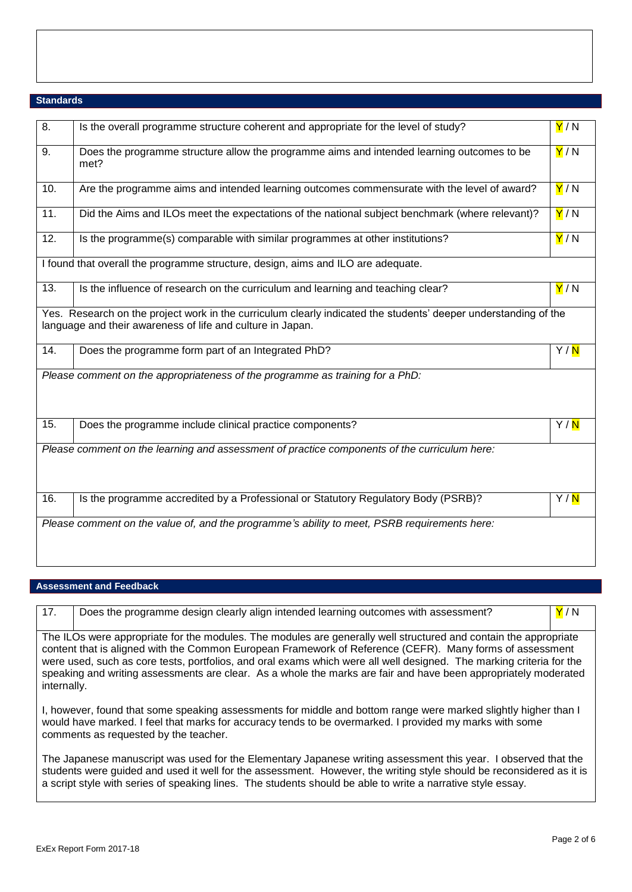## Standards

| No. | Question | Y / N |
|---|---|---|
| 8. | Is the overall programme structure coherent and appropriate for the level of study? | **Y** / N |
| 9. | Does the programme structure allow the programme aims and intended learning outcomes to be met? | **Y** / N |
| 10. | Are the programme aims and intended learning outcomes commensurate with the level of award? | **Y** / N |
| 11. | Did the Aims and ILOs meet the expectations of the national subject benchmark (where relevant)? | **Y** / N |
| 12. | Is the programme(s) comparable with similar programmes at other institutions? | **Y** / N |

I found that overall the programme structure, design, aims and ILO are adequate.

| No. | Question | Y / N |
|---|---|---|
| 13. | Is the influence of research on the curriculum and learning and teaching clear? | **Y** / N |

Yes. Research on the project work in the curriculum clearly indicated the students' deeper understanding of the language and their awareness of life and culture in Japan.

| No. | Question | Y / N |
|---|---|---|
| 14. | Does the programme form part of an Integrated PhD? | Y / **N** |

*Please comment on the appropriateness of the programme as training for a PhD:*

| No. | Question | Y / N |
|---|---|---|
| 15. | Does the programme include clinical practice components? | Y / **N** |

*Please comment on the learning and assessment of practice components of the curriculum here:*

| No. | Question | Y / N |
|---|---|---|
| 16. | Is the programme accredited by a Professional or Statutory Regulatory Body (PSRB)? | Y / **N** |

*Please comment on the value of, and the programme's ability to meet, PSRB requirements here:*

## Assessment and Feedback

| No. | Question | Y / N |
|---|---|---|
| 17. | Does the programme design clearly align intended learning outcomes with assessment? | **Y** / N |

The ILOs were appropriate for the modules. The modules are generally well structured and contain the appropriate content that is aligned with the Common European Framework of Reference (CEFR). Many forms of assessment were used, such as core tests, portfolios, and oral exams which were all well designed. The marking criteria for the speaking and writing assessments are clear. As a whole the marks are fair and have been appropriately moderated internally.

I, however, found that some speaking assessments for middle and bottom range were marked slightly higher than I would have marked. I feel that marks for accuracy tends to be overmarked. I provided my marks with some comments as requested by the teacher.

The Japanese manuscript was used for the Elementary Japanese writing assessment this year. I observed that the students were guided and used it well for the assessment. However, the writing style should be reconsidered as it is a script style with series of speaking lines. The students should be able to write a narrative style essay.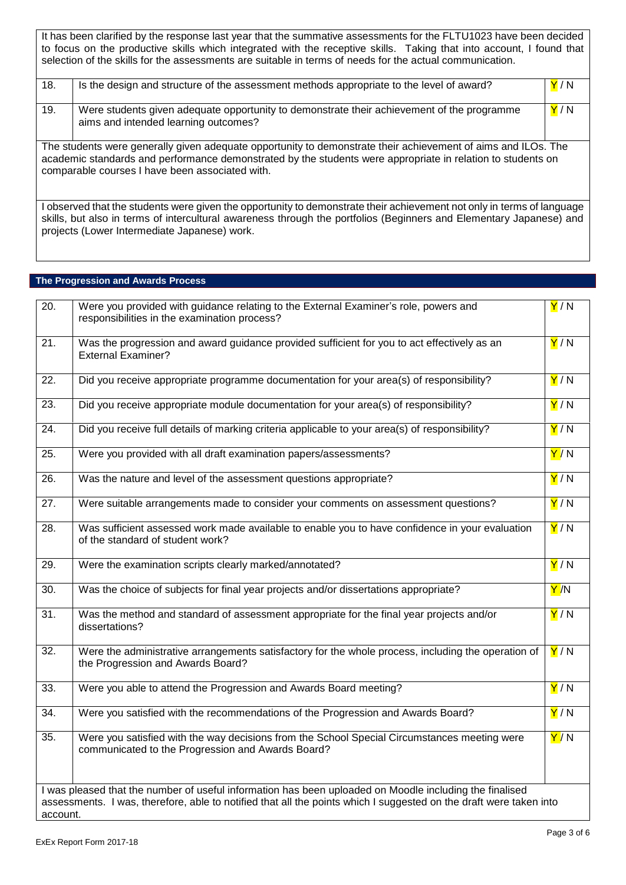It has been clarified by the response last year that the summative assessments for the FLTU1023 have been decided to focus on the productive skills which integrated with the receptive skills. Taking that into account, I found that selection of the skills for the assessments are suitable in terms of needs for the actual communication.

| | | |
|---|---|---|
| 18. | Is the design and structure of the assessment methods appropriate to the level of award? | Y / N |
| 19. | Were students given adequate opportunity to demonstrate their achievement of the programme aims and intended learning outcomes? | Y / N |

The students were generally given adequate opportunity to demonstrate their achievement of aims and ILOs. The academic standards and performance demonstrated by the students were appropriate in relation to students on comparable courses I have been associated with.

I observed that the students were given the opportunity to demonstrate their achievement not only in terms of language skills, but also in terms of intercultural awareness through the portfolios (Beginners and Elementary Japanese) and projects (Lower Intermediate Japanese) work.

## The Progression and Awards Process

| | | |
|---|---|---|
| 20. | Were you provided with guidance relating to the External Examiner's role, powers and responsibilities in the examination process? | Y / N |
| 21. | Was the progression and award guidance provided sufficient for you to act effectively as an External Examiner? | Y / N |
| 22. | Did you receive appropriate programme documentation for your area(s) of responsibility? | Y / N |
| 23. | Did you receive appropriate module documentation for your area(s) of responsibility? | Y / N |
| 24. | Did you receive full details of marking criteria applicable to your area(s) of responsibility? | Y / N |
| 25. | Were you provided with all draft examination papers/assessments? | Y / N |
| 26. | Was the nature and level of the assessment questions appropriate? | Y / N |
| 27. | Were suitable arrangements made to consider your comments on assessment questions? | Y / N |
| 28. | Was sufficient assessed work made available to enable you to have confidence in your evaluation of the standard of student work? | Y / N |
| 29. | Were the examination scripts clearly marked/annotated? | Y / N |
| 30. | Was the choice of subjects for final year projects and/or dissertations appropriate? | Y /N |
| 31. | Was the method and standard of assessment appropriate for the final year projects and/or dissertations? | Y / N |
| 32. | Were the administrative arrangements satisfactory for the whole process, including the operation of the Progression and Awards Board? | Y / N |
| 33. | Were you able to attend the Progression and Awards Board meeting? | Y / N |
| 34. | Were you satisfied with the recommendations of the Progression and Awards Board? | Y / N |
| 35. | Were you satisfied with the way decisions from the School Special Circumstances meeting were communicated to the Progression and Awards Board? | Y / N |

I was pleased that the number of useful information has been uploaded on Moodle including the finalised assessments. I was, therefore, able to notified that all the points which I suggested on the draft were taken into account.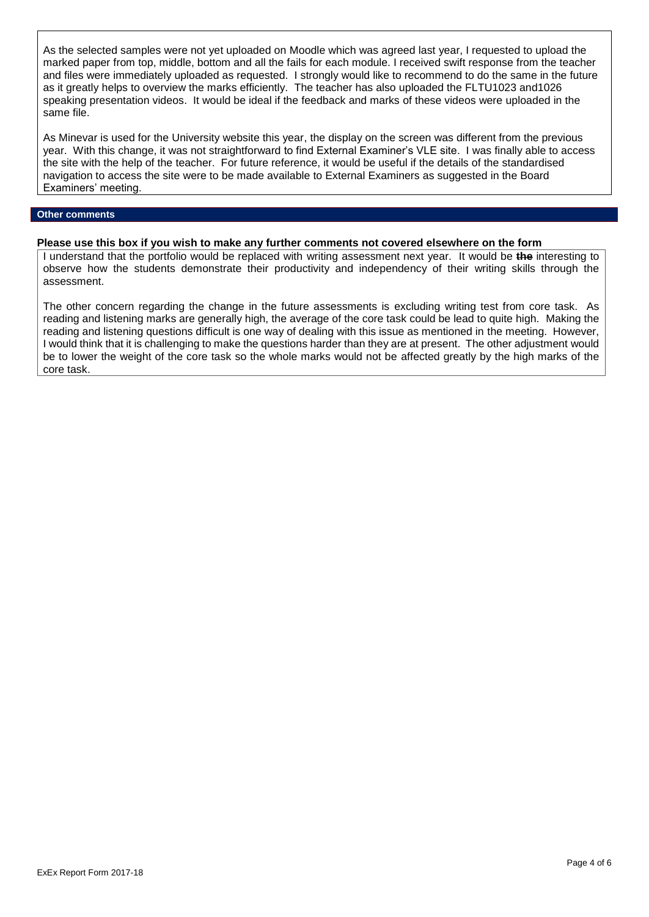As the selected samples were not yet uploaded on Moodle which was agreed last year, I requested to upload the marked paper from top, middle, bottom and all the fails for each module. I received swift response from the teacher and files were immediately uploaded as requested. I strongly would like to recommend to do the same in the future as it greatly helps to overview the marks efficiently. The teacher has also uploaded the FLTU1023 and1026 speaking presentation videos. It would be ideal if the feedback and marks of these videos were uploaded in the same file.

As Minevar is used for the University website this year, the display on the screen was different from the previous year. With this change, it was not straightforward to find External Examiner's VLE site. I was finally able to access the site with the help of the teacher. For future reference, it would be useful if the details of the standardised navigation to access the site were to be made available to External Examiners as suggested in the Board Examiners' meeting.

## Other comments

**Please use this box if you wish to make any further comments not covered elsewhere on the form**

I understand that the portfolio would be replaced with writing assessment next year. It would be ~~**the**~~ interesting to observe how the students demonstrate their productivity and independency of their writing skills through the assessment.

The other concern regarding the change in the future assessments is excluding writing test from core task. As reading and listening marks are generally high, the average of the core task could be lead to quite high. Making the reading and listening questions difficult is one way of dealing with this issue as mentioned in the meeting. However, I would think that it is challenging to make the questions harder than they are at present. The other adjustment would be to lower the weight of the core task so the whole marks would not be affected greatly by the high marks of the core task.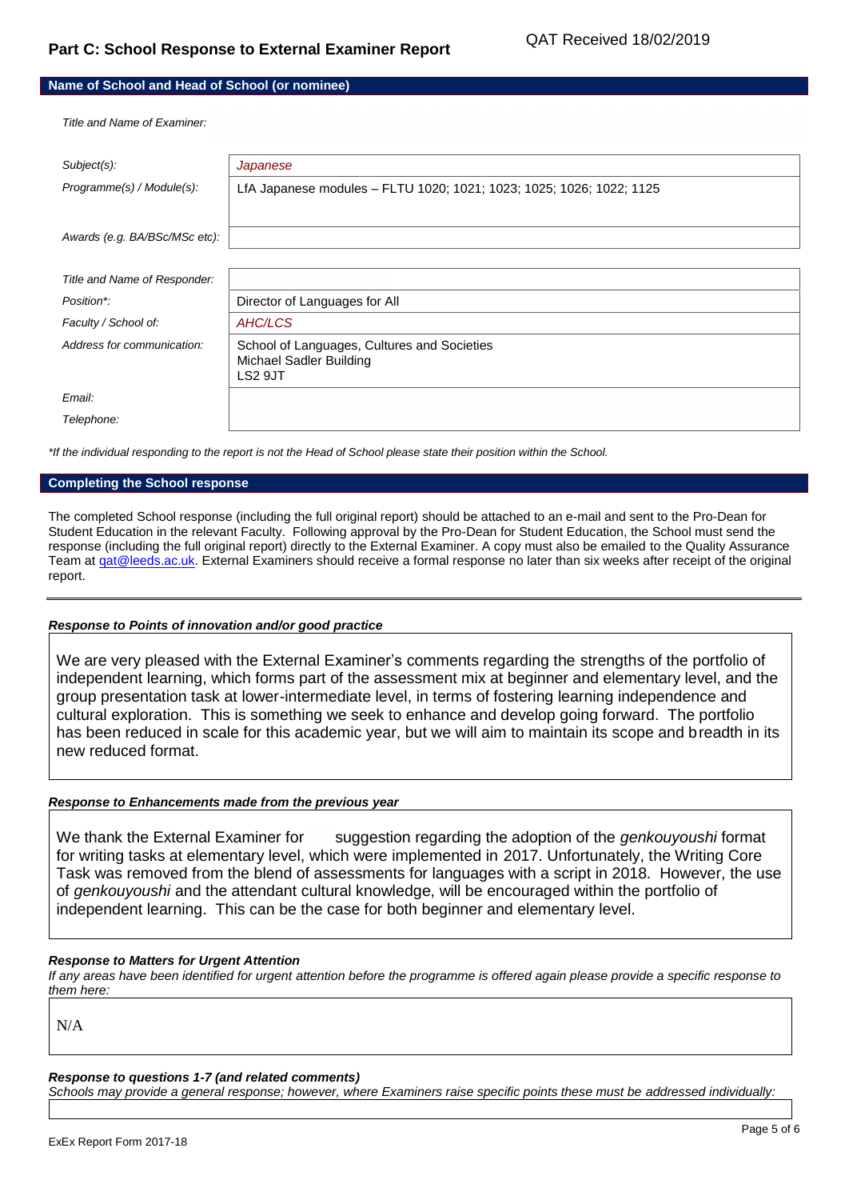## Part C: School Response to External Examiner Report

QAT Received 18/02/2019

### Name of School and Head of School (or nominee)

*Title and Name of Examiner:*

| | |
|---|---|
| *Subject(s):* | *Japanese* |
| *Programme(s) / Module(s):* | LfA Japanese modules – FLTU 1020; 1021; 1023; 1025; 1026; 1022; 1125 |
| *Awards (e.g. BA/BSc/MSc etc):* | |

| | |
|---|---|
| *Title and Name of Responder:* | |
| *Position\*:* | Director of Languages for All |
| *Faculty / School of:* | *AHC/LCS* |
| *Address for communication:* | School of Languages, Cultures and Societies<br>Michael Sadler Building<br>LS2 9JT |
| *Email:* | |
| *Telephone:* | |

*\*If the individual responding to the report is not the Head of School please state their position within the School.*

### Completing the School response

The completed School response (including the full original report) should be attached to an e-mail and sent to the Pro-Dean for Student Education in the relevant Faculty. Following approval by the Pro-Dean for Student Education, the School must send the response (including the full original report) directly to the External Examiner. A copy must also be emailed to the Quality Assurance Team at qat@leeds.ac.uk. External Examiners should receive a formal response no later than six weeks after receipt of the original report.

---

***Response to Points of innovation and/or good practice***

We are very pleased with the External Examiner's comments regarding the strengths of the portfolio of independent learning, which forms part of the assessment mix at beginner and elementary level, and the group presentation task at lower-intermediate level, in terms of fostering learning independence and cultural exploration. This is something we seek to enhance and develop going forward. The portfolio has been reduced in scale for this academic year, but we will aim to maintain its scope and breadth in its new reduced format.

***Response to Enhancements made from the previous year***

We thank the External Examiner for suggestion regarding the adoption of the *genkouyoushi* format for writing tasks at elementary level, which were implemented in 2017. Unfortunately, the Writing Core Task was removed from the blend of assessments for languages with a script in 2018. However, the use of *genkouyoushi* and the attendant cultural knowledge, will be encouraged within the portfolio of independent learning. This can be the case for both beginner and elementary level.

***Response to Matters for Urgent Attention***

*If any areas have been identified for urgent attention before the programme is offered again please provide a specific response to them here:*

N/A

***Response to questions 1-7 (and related comments)***

*Schools may provide a general response; however, where Examiners raise specific points these must be addressed individually:*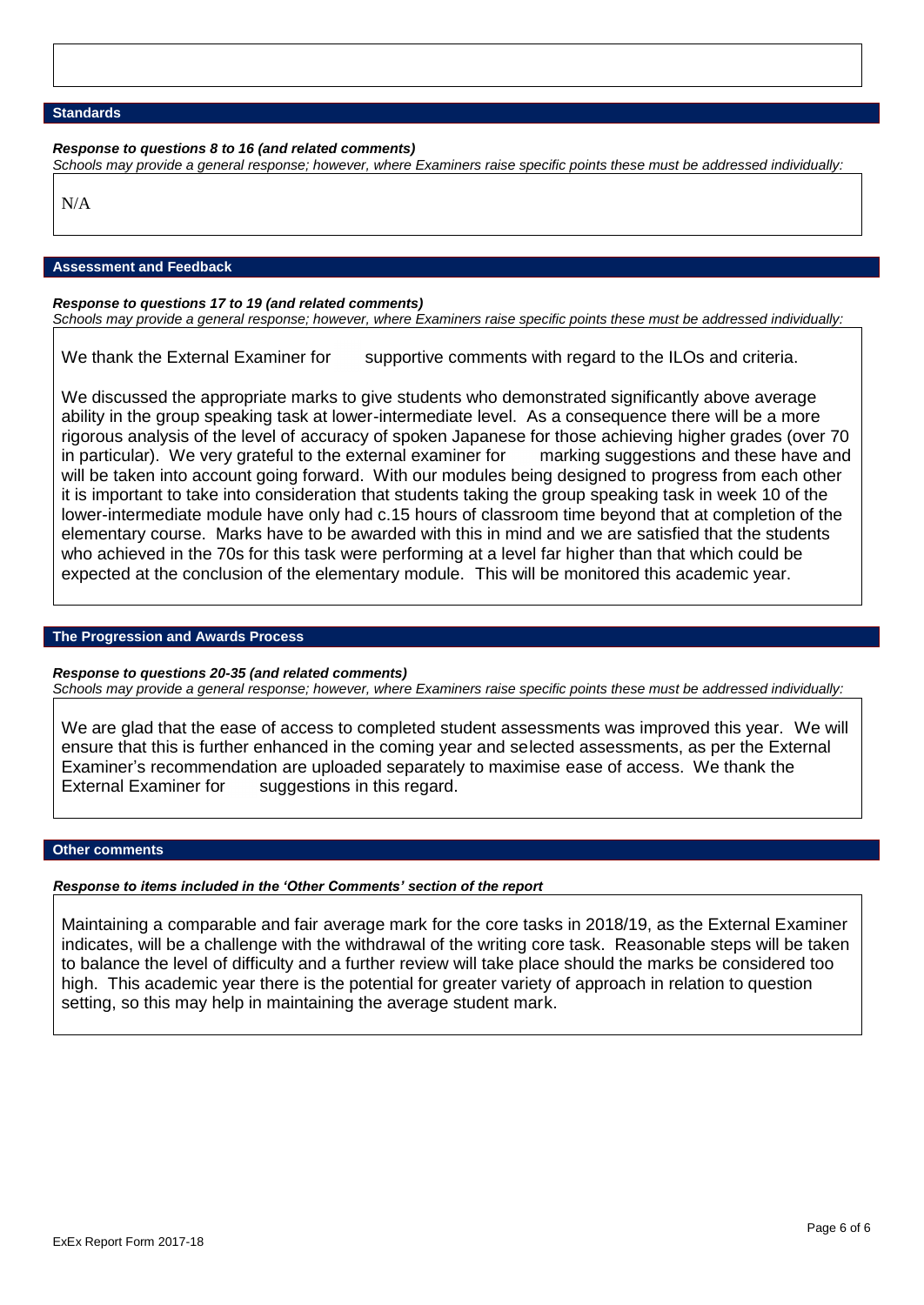## Standards

***Response to questions 8 to 16 (and related comments)***
*Schools may provide a general response; however, where Examiners raise specific points these must be addressed individually:*

N/A

## Assessment and Feedback

***Response to questions 17 to 19 (and related comments)***
*Schools may provide a general response; however, where Examiners raise specific points these must be addressed individually:*

We thank the External Examiner for supportive comments with regard to the ILOs and criteria.

We discussed the appropriate marks to give students who demonstrated significantly above average ability in the group speaking task at lower-intermediate level. As a consequence there will be a more rigorous analysis of the level of accuracy of spoken Japanese for those achieving higher grades (over 70 in particular). We very grateful to the external examiner for marking suggestions and these have and will be taken into account going forward. With our modules being designed to progress from each other it is important to take into consideration that students taking the group speaking task in week 10 of the lower-intermediate module have only had c.15 hours of classroom time beyond that at completion of the elementary course. Marks have to be awarded with this in mind and we are satisfied that the students who achieved in the 70s for this task were performing at a level far higher than that which could be expected at the conclusion of the elementary module. This will be monitored this academic year.

## The Progression and Awards Process

***Response to questions 20-35 (and related comments)***
*Schools may provide a general response; however, where Examiners raise specific points these must be addressed individually:*

We are glad that the ease of access to completed student assessments was improved this year. We will ensure that this is further enhanced in the coming year and selected assessments, as per the External Examiner's recommendation are uploaded separately to maximise ease of access. We thank the External Examiner for suggestions in this regard.

## Other comments

***Response to items included in the 'Other Comments' section of the report***

Maintaining a comparable and fair average mark for the core tasks in 2018/19, as the External Examiner indicates, will be a challenge with the withdrawal of the writing core task. Reasonable steps will be taken to balance the level of difficulty and a further review will take place should the marks be considered too high. This academic year there is the potential for greater variety of approach in relation to question setting, so this may help in maintaining the average student mark.